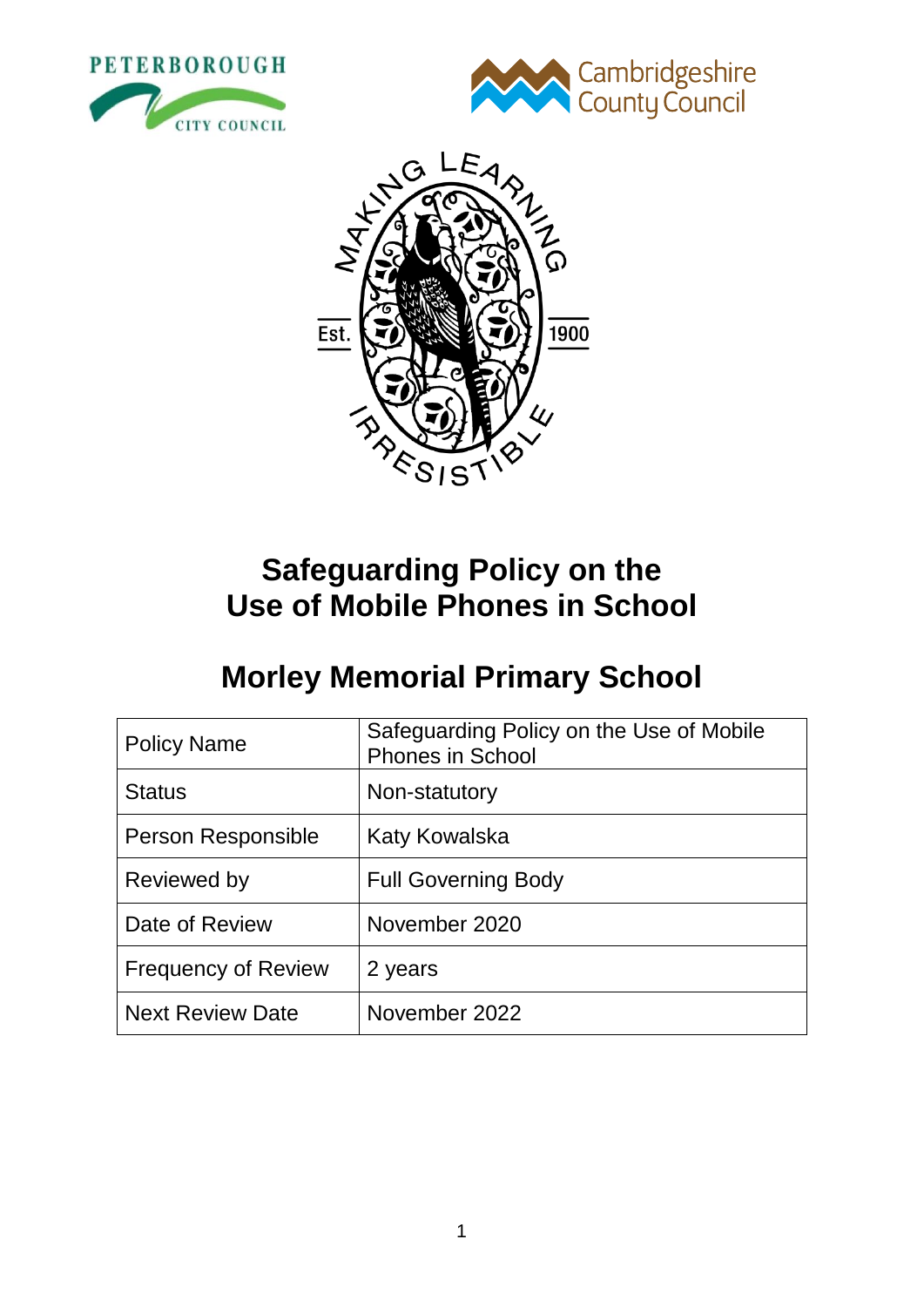# Safeguarding Policy on the Use of Mobile Phones in School

## Morley Memorial Primary School

| Policy Name | Safeguarding Policy on the Use of Mobile Phones in School |
|---|---|
| Status | Non-statutory |
| Person Responsible | Katy Kowalska |
| Reviewed by | Full Governing Body |
| Date of Review | November 2020 |
| Frequency of Review | 2 years |
| Next Review Date | November 2022 |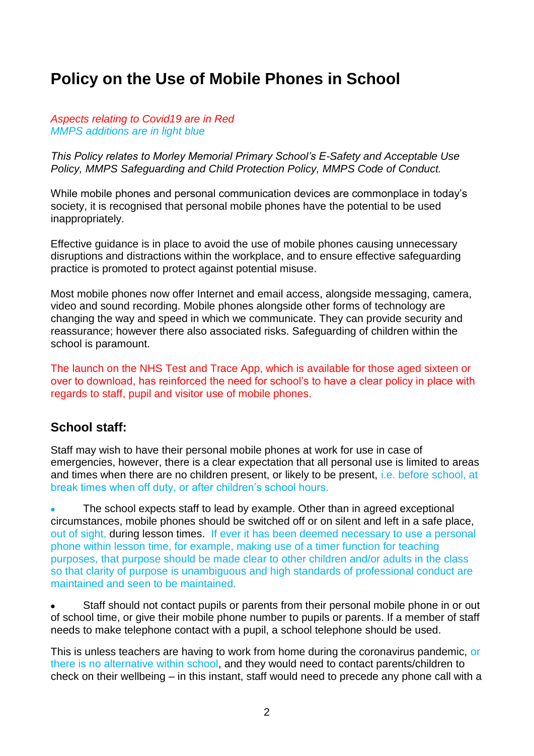# Policy on the Use of Mobile Phones in School

*Aspects relating to Covid19 are in Red*
*MMPS additions are in light blue*

*This Policy relates to Morley Memorial Primary School's E-Safety and Acceptable Use Policy, MMPS Safeguarding and Child Protection Policy, MMPS Code of Conduct.*

While mobile phones and personal communication devices are commonplace in today's society, it is recognised that personal mobile phones have the potential to be used inappropriately.

Effective guidance is in place to avoid the use of mobile phones causing unnecessary disruptions and distractions within the workplace, and to ensure effective safeguarding practice is promoted to protect against potential misuse.

Most mobile phones now offer Internet and email access, alongside messaging, camera, video and sound recording. Mobile phones alongside other forms of technology are changing the way and speed in which we communicate. They can provide security and reassurance; however there also associated risks. Safeguarding of children within the school is paramount.

The launch on the NHS Test and Trace App, which is available for those aged sixteen or over to download, has reinforced the need for school's to have a clear policy in place with regards to staff, pupil and visitor use of mobile phones.

## School staff:

Staff may wish to have their personal mobile phones at work for use in case of emergencies, however, there is a clear expectation that all personal use is limited to areas and times when there are no children present, or likely to be present, i.e. before school, at break times when off duty, or after children's school hours.

- The school expects staff to lead by example. Other than in agreed exceptional circumstances, mobile phones should be switched off or on silent and left in a safe place, out of sight, during lesson times. If ever it has been deemed necessary to use a personal phone within lesson time, for example, making use of a timer function for teaching purposes, that purpose should be made clear to other children and/or adults in the class so that clarity of purpose is unambiguous and high standards of professional conduct are maintained and seen to be maintained.

- Staff should not contact pupils or parents from their personal mobile phone in or out of school time, or give their mobile phone number to pupils or parents. If a member of staff needs to make telephone contact with a pupil, a school telephone should be used.

This is unless teachers are having to work from home during the coronavirus pandemic, or there is no alternative within school, and they would need to contact parents/children to check on their wellbeing – in this instant, staff would need to precede any phone call with a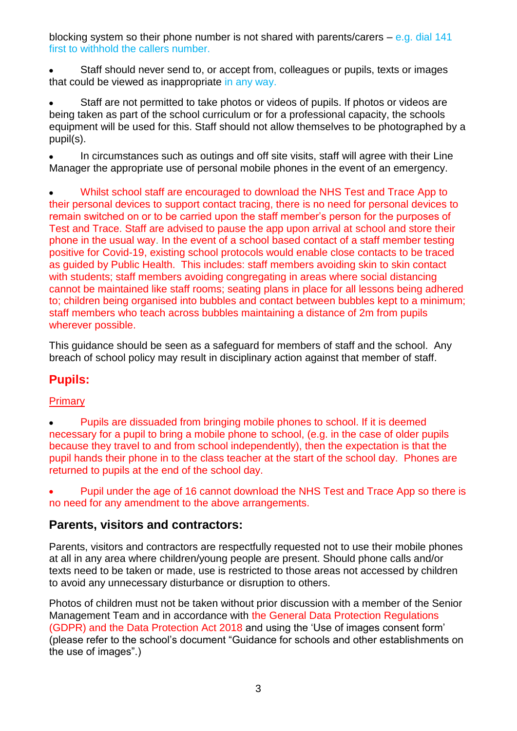blocking system so their phone number is not shared with parents/carers – e.g. dial 141 first to withhold the callers number.

- Staff should never send to, or accept from, colleagues or pupils, texts or images that could be viewed as inappropriate in any way.

- Staff are not permitted to take photos or videos of pupils. If photos or videos are being taken as part of the school curriculum or for a professional capacity, the schools equipment will be used for this. Staff should not allow themselves to be photographed by a pupil(s).

- In circumstances such as outings and off site visits, staff will agree with their Line Manager the appropriate use of personal mobile phones in the event of an emergency.

- Whilst school staff are encouraged to download the NHS Test and Trace App to their personal devices to support contact tracing, there is no need for personal devices to remain switched on or to be carried upon the staff member's person for the purposes of Test and Trace. Staff are advised to pause the app upon arrival at school and store their phone in the usual way. In the event of a school based contact of a staff member testing positive for Covid-19, existing school protocols would enable close contacts to be traced as guided by Public Health. This includes: staff members avoiding skin to skin contact with students; staff members avoiding congregating in areas where social distancing cannot be maintained like staff rooms; seating plans in place for all lessons being adhered to; children being organised into bubbles and contact between bubbles kept to a minimum; staff members who teach across bubbles maintaining a distance of 2m from pupils wherever possible.

This guidance should be seen as a safeguard for members of staff and the school. Any breach of school policy may result in disciplinary action against that member of staff.

## Pupils:

Primary

- Pupils are dissuaded from bringing mobile phones to school. If it is deemed necessary for a pupil to bring a mobile phone to school, (e.g. in the case of older pupils because they travel to and from school independently), then the expectation is that the pupil hands their phone in to the class teacher at the start of the school day. Phones are returned to pupils at the end of the school day.

- Pupil under the age of 16 cannot download the NHS Test and Trace App so there is no need for any amendment to the above arrangements.

## Parents, visitors and contractors:

Parents, visitors and contractors are respectfully requested not to use their mobile phones at all in any area where children/young people are present. Should phone calls and/or texts need to be taken or made, use is restricted to those areas not accessed by children to avoid any unnecessary disturbance or disruption to others.

Photos of children must not be taken without prior discussion with a member of the Senior Management Team and in accordance with the General Data Protection Regulations (GDPR) and the Data Protection Act 2018 and using the 'Use of images consent form' (please refer to the school's document "Guidance for schools and other establishments on the use of images".)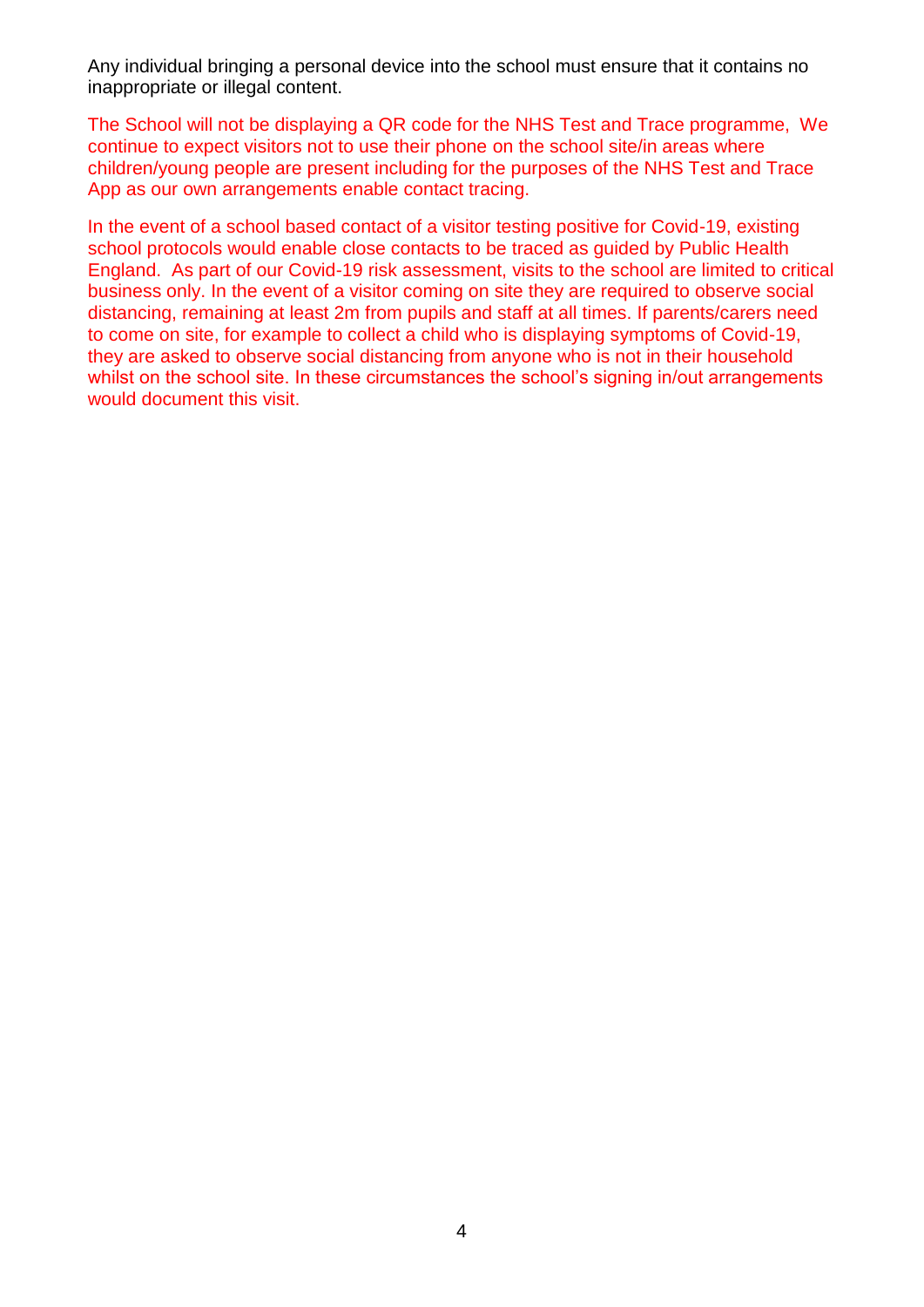Any individual bringing a personal device into the school must ensure that it contains no inappropriate or illegal content.

The School will not be displaying a QR code for the NHS Test and Trace programme,  We continue to expect visitors not to use their phone on the school site/in areas where children/young people are present including for the purposes of the NHS Test and Trace App as our own arrangements enable contact tracing.

In the event of a school based contact of a visitor testing positive for Covid-19, existing school protocols would enable close contacts to be traced as guided by Public Health England.  As part of our Covid-19 risk assessment, visits to the school are limited to critical business only. In the event of a visitor coming on site they are required to observe social distancing, remaining at least 2m from pupils and staff at all times. If parents/carers need to come on site, for example to collect a child who is displaying symptoms of Covid-19, they are asked to observe social distancing from anyone who is not in their household whilst on the school site. In these circumstances the school's signing in/out arrangements would document this visit.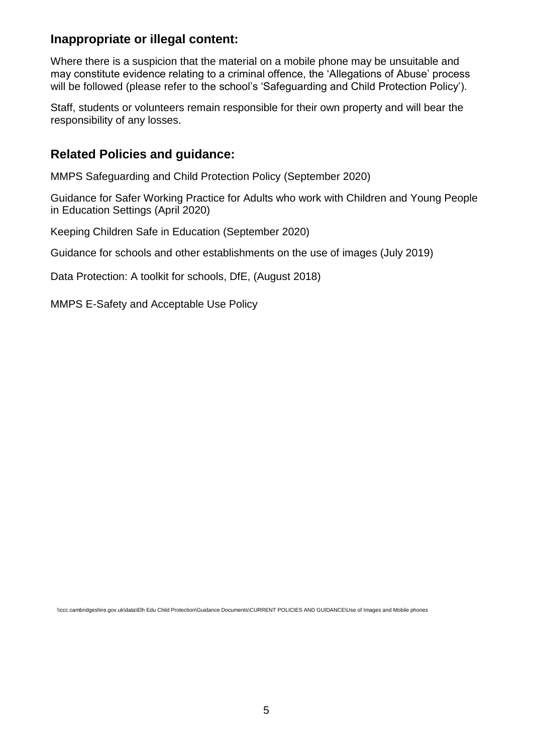## Inappropriate or illegal content:

Where there is a suspicion that the material on a mobile phone may be unsuitable and may constitute evidence relating to a criminal offence, the 'Allegations of Abuse' process will be followed (please refer to the school's 'Safeguarding and Child Protection Policy').

Staff, students or volunteers remain responsible for their own property and will bear the responsibility of any losses.

## Related Policies and guidance:

MMPS Safeguarding and Child Protection Policy (September 2020)

Guidance for Safer Working Practice for Adults who work with Children and Young People in Education Settings (April 2020)

Keeping Children Safe in Education (September 2020)

Guidance for schools and other establishments on the use of images (July 2019)

Data Protection: A toolkit for schools, DfE, (August 2018)

MMPS E-Safety and Acceptable Use Policy

\\ccc.cambridgeshire.gov.uk\data\Elh Edu Child Protection\Guidance Documents\CURRENT POLICIES AND GUIDANCE\Use of Images and Mobile phones